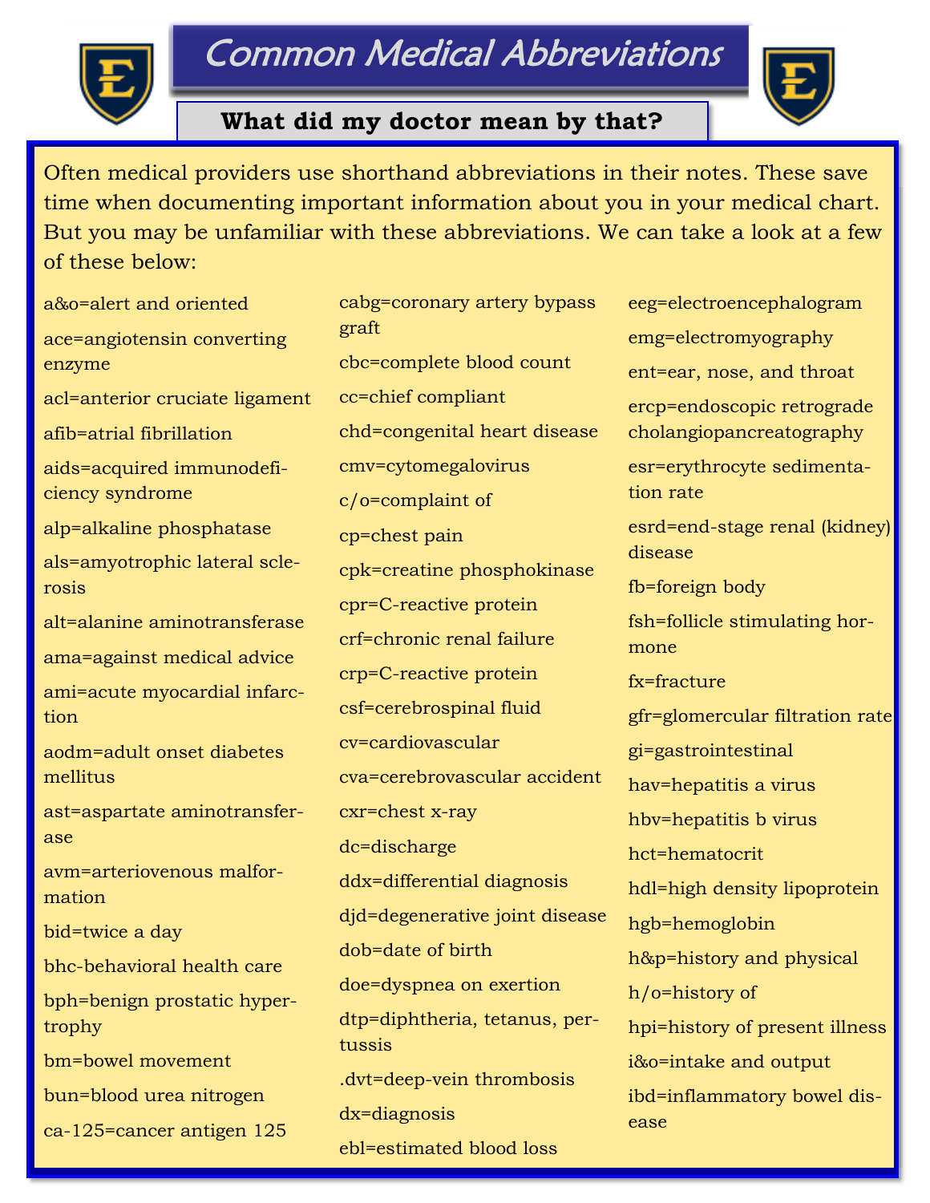# Common Medical Abbreviations

## What did my doctor mean by that?

Often medical providers use shorthand abbreviations in their notes. These save time when documenting important information about you in your medical chart. But you may be unfamiliar with these abbreviations. We can take a look at a few of these below:

a&o=alert and oriented

ace=angiotensin converting enzyme

acl=anterior cruciate ligament

afib=atrial fibrillation

aids=acquired immunodeficiency syndrome

alp=alkaline phosphatase

als=amyotrophic lateral sclerosis

alt=alanine aminotransferase

ama=against medical advice

ami=acute myocardial infarction

aodm=adult onset diabetes mellitus

ast=aspartate aminotransferase

avm=arteriovenous malformation

bid=twice a day

bhc-behavioral health care

bph=benign prostatic hypertrophy

bm=bowel movement

bun=blood urea nitrogen

ca-125=cancer antigen 125

cabg=coronary artery bypass graft

cbc=complete blood count

cc=chief compliant

chd=congenital heart disease

cmv=cytomegalovirus

c/o=complaint of

cp=chest pain

cpk=creatine phosphokinase

cpr=C-reactive protein

crf=chronic renal failure

crp=C-reactive protein

csf=cerebrospinal fluid

cv=cardiovascular

cva=cerebrovascular accident

cxr=chest x-ray

dc=discharge

ddx=differential diagnosis

djd=degenerative joint disease

dob=date of birth

doe=dyspnea on exertion

dtp=diphtheria, tetanus, pertussis

.dvt=deep-vein thrombosis

dx=diagnosis

ebl=estimated blood loss

eeg=electroencephalogram

emg=electromyography

ent=ear, nose, and throat

ercp=endoscopic retrograde cholangiopancreatography

esr=erythrocyte sedimentation rate

esrd=end-stage renal (kidney) disease

fb=foreign body

fsh=follicle stimulating hormone

fx=fracture

gfr=glomercular filtration rate

gi=gastrointestinal

hav=hepatitis a virus

hbv=hepatitis b virus

hct=hematocrit

hdl=high density lipoprotein

hgb=hemoglobin

h&p=history and physical

h/o=history of

hpi=history of present illness

i&o=intake and output

ibd=inflammatory bowel disease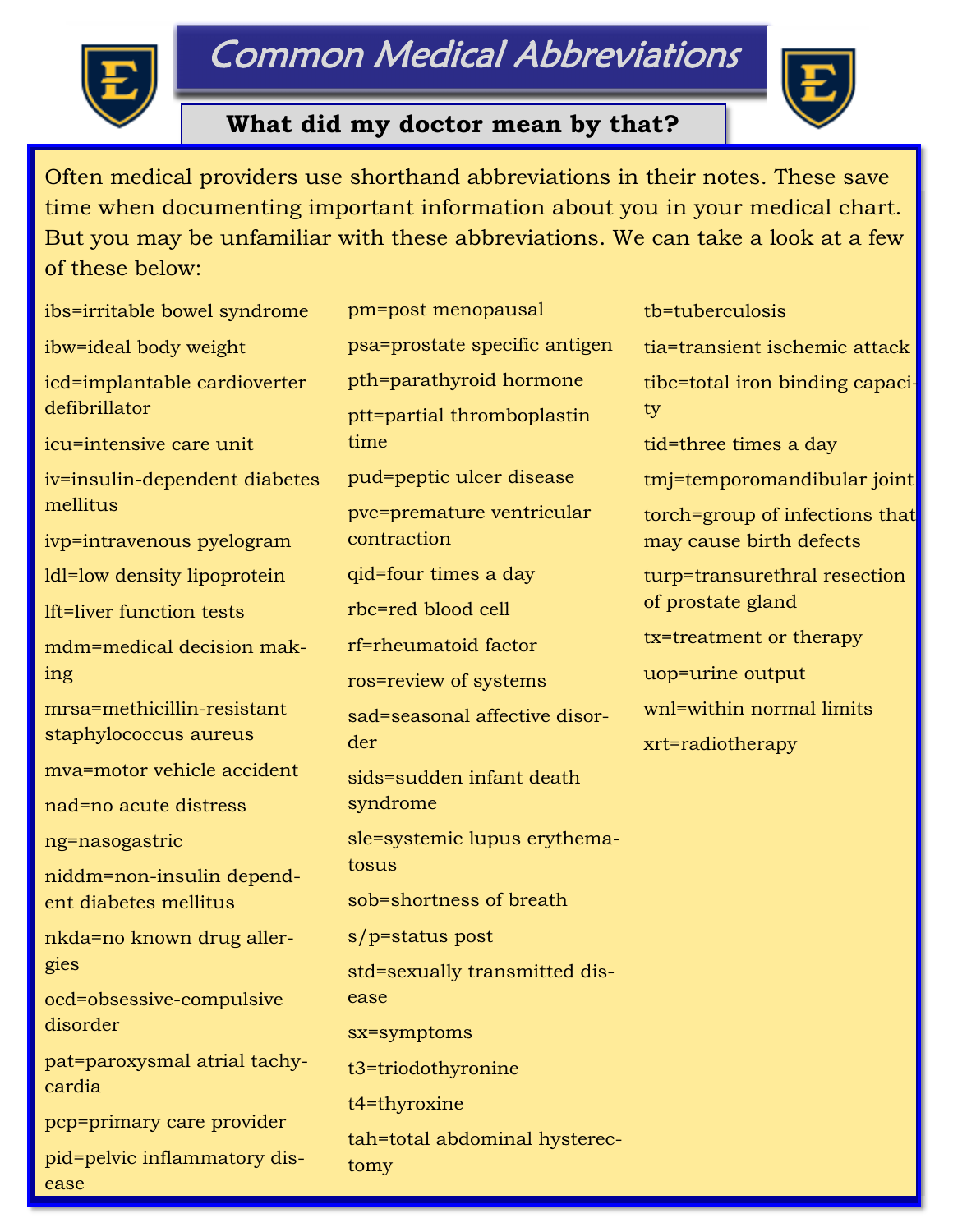# Common Medical Abbreviations

**What did my doctor mean by that?**

Often medical providers use shorthand abbreviations in their notes. These save time when documenting important information about you in your medical chart. But you may be unfamiliar with these abbreviations. We can take a look at a few of these below:

ibs=irritable bowel syndrome

ibw=ideal body weight

icd=implantable cardioverter defibrillator

icu=intensive care unit

iv=insulin-dependent diabetes mellitus

ivp=intravenous pyelogram

ldl=low density lipoprotein

lft=liver function tests

mdm=medical decision making

mrsa=methicillin-resistant staphylococcus aureus

mva=motor vehicle accident

nad=no acute distress

ng=nasogastric

niddm=non-insulin dependent diabetes mellitus

nkda=no known drug allergies

ocd=obsessive-compulsive disorder

pat=paroxysmal atrial tachycardia

pcp=primary care provider

pid=pelvic inflammatory disease

pm=post menopausal

psa=prostate specific antigen

pth=parathyroid hormone

ptt=partial thromboplastin time

pud=peptic ulcer disease

pvc=premature ventricular contraction

qid=four times a day

rbc=red blood cell

rf=rheumatoid factor

ros=review of systems

sad=seasonal affective disorder

sids=sudden infant death syndrome

sle=systemic lupus erythematosus

sob=shortness of breath

s/p=status post

std=sexually transmitted disease

sx=symptoms

t3=triodothyronine

t4=thyroxine

tah=total abdominal hysterectomy

tb=tuberculosis

tia=transient ischemic attack

tibc=total iron binding capacity

tid=three times a day

tmj=temporomandibular joint

torch=group of infections that may cause birth defects

turp=transurethral resection of prostate gland

tx=treatment or therapy

uop=urine output

wnl=within normal limits

xrt=radiotherapy